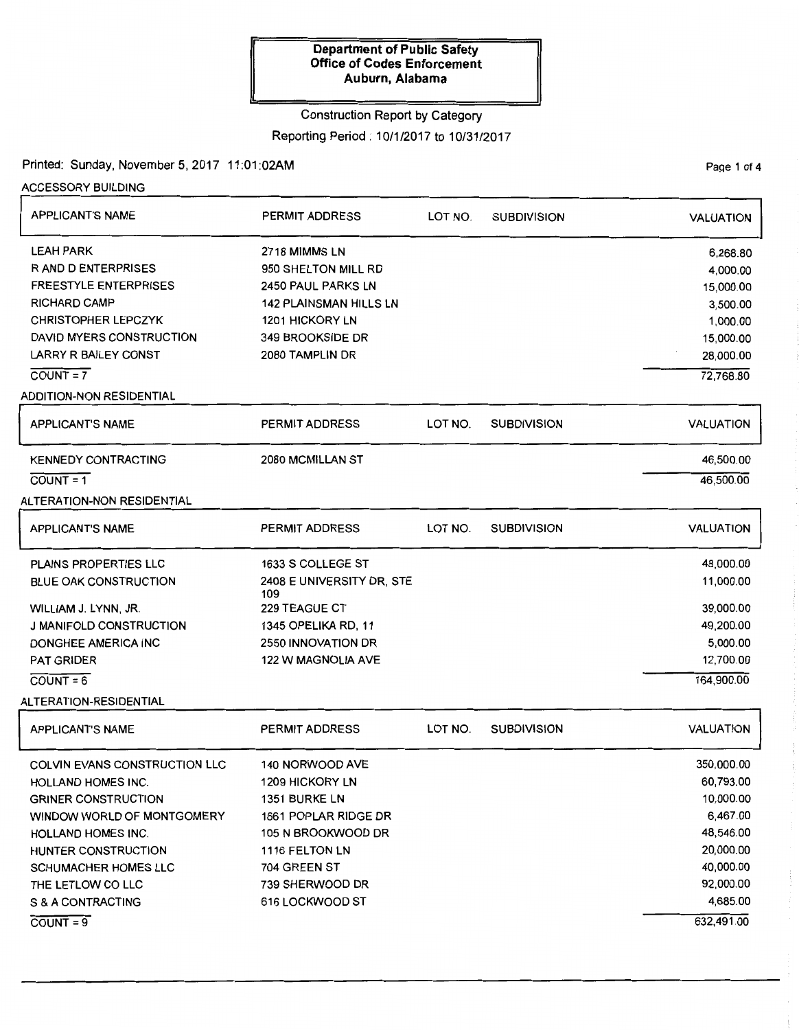**Department of Public Safety**
**Office of Codes Enforcement**
**Auburn, Alabama**

Construction Report by Category

Reporting Period : 10/1/2017 to 10/31/2017

Printed: Sunday, November 5, 2017 11:01:02AM

### ACCESSORY BUILDING

| APPLICANT'S NAME | PERMIT ADDRESS | LOT NO. | SUBDIVISION | VALUATION |
|---|---|---|---|---|
| LEAH PARK | 2718 MIMMS LN | | | 6,268.80 |
| R AND D ENTERPRISES | 950 SHELTON MILL RD | | | 4,000.00 |
| FREESTYLE ENTERPRISES | 2450 PAUL PARKS LN | | | 15,000.00 |
| RICHARD CAMP | 142 PLAINSMAN HILLS LN | | | 3,500.00 |
| CHRISTOPHER LEPCZYK | 1201 HICKORY LN | | | 1,000.00 |
| DAVID MYERS CONSTRUCTION | 349 BROOKSIDE DR | | | 15,000.00 |
| LARRY R BAILEY CONST | 2080 TAMPLIN DR | | | 28,000.00 |
| COUNT = 7 | | | | 72,768.80 |

### ADDITION-NON RESIDENTIAL

| APPLICANT'S NAME | PERMIT ADDRESS | LOT NO. | SUBDIVISION | VALUATION |
|---|---|---|---|---|
| KENNEDY CONTRACTING | 2080 MCMILLAN ST | | | 46,500.00 |
| COUNT = 1 | | | | 46,500.00 |

### ALTERATION-NON RESIDENTIAL

| APPLICANT'S NAME | PERMIT ADDRESS | LOT NO. | SUBDIVISION | VALUATION |
|---|---|---|---|---|
| PLAINS PROPERTIES LLC | 1633 S COLLEGE ST | | | 48,000.00 |
| BLUE OAK CONSTRUCTION | 2408 E UNIVERSITY DR, STE 109 | | | 11,000.00 |
| WILLIAM J. LYNN, JR. | 229 TEAGUE CT | | | 39,000.00 |
| J MANIFOLD CONSTRUCTION | 1345 OPELIKA RD, 11 | | | 49,200.00 |
| DONGHEE AMERICA INC | 2550 INNOVATION DR | | | 5,000.00 |
| PAT GRIDER | 122 W MAGNOLIA AVE | | | 12,700.00 |
| COUNT = 6 | | | | 164,900.00 |

### ALTERATION-RESIDENTIAL

| APPLICANT'S NAME | PERMIT ADDRESS | LOT NO. | SUBDIVISION | VALUATION |
|---|---|---|---|---|
| COLVIN EVANS CONSTRUCTION LLC | 140 NORWOOD AVE | | | 350,000.00 |
| HOLLAND HOMES INC. | 1209 HICKORY LN | | | 60,793.00 |
| GRINER CONSTRUCTION | 1351 BURKE LN | | | 10,000.00 |
| WINDOW WORLD OF MONTGOMERY | 1661 POPLAR RIDGE DR | | | 6,467.00 |
| HOLLAND HOMES INC. | 105 N BROOKWOOD DR | | | 48,546.00 |
| HUNTER CONSTRUCTION | 1116 FELTON LN | | | 20,000.00 |
| SCHUMACHER HOMES LLC | 704 GREEN ST | | | 40,000.00 |
| THE LETLOW CO LLC | 739 SHERWOOD DR | | | 92,000.00 |
| S & A CONTRACTING | 616 LOCKWOOD ST | | | 4,685.00 |
| COUNT = 9 | | | | 632,491.00 |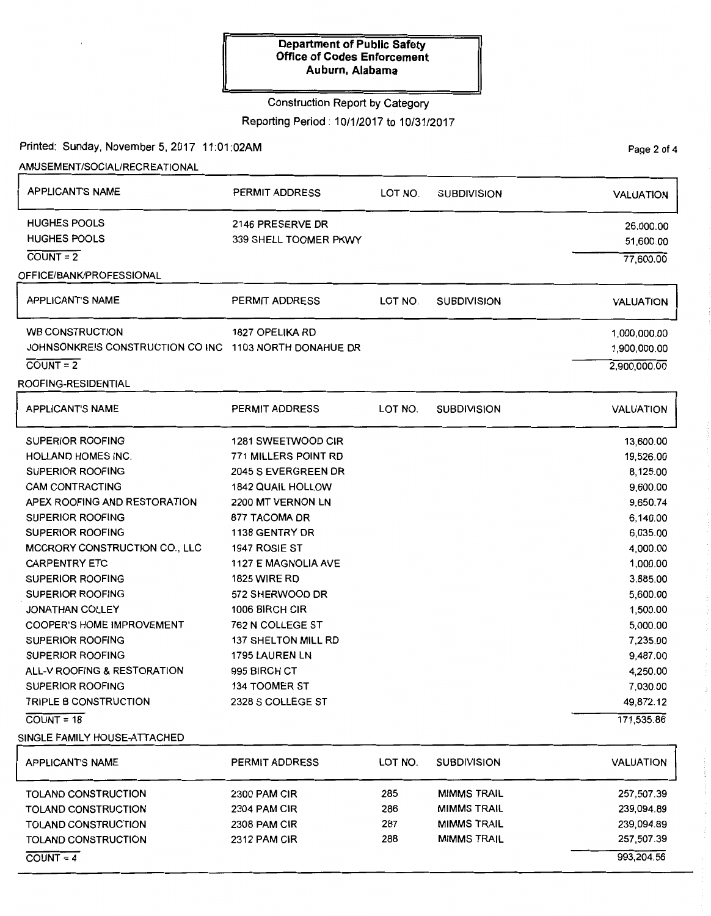**Department of Public Safety**
**Office of Codes Enforcement**
**Auburn, Alabama**

Construction Report by Category

Reporting Period : 10/1/2017 to 10/31/2017

Printed: Sunday, November 5, 2017 11:01:02AM

## AMUSEMENT/SOCIAL/RECREATIONAL

| APPLICANT'S NAME | PERMIT ADDRESS | LOT NO. | SUBDIVISION | VALUATION |
|---|---|---|---|---|
| HUGHES POOLS | 2146 PRESERVE DR | | | 26,000.00 |
| HUGHES POOLS | 339 SHELL TOOMER PKWY | | | 51,600.00 |
| COUNT = 2 | | | | 77,600.00 |

## OFFICE/BANK/PROFESSIONAL

| APPLICANT'S NAME | PERMIT ADDRESS | LOT NO. | SUBDIVISION | VALUATION |
|---|---|---|---|---|
| WB CONSTRUCTION | 1827 OPELIKA RD | | | 1,000,000.00 |
| JOHNSONKREIS CONSTRUCTION CO INC | 1103 NORTH DONAHUE DR | | | 1,900,000.00 |
| COUNT = 2 | | | | 2,900,000.00 |

## ROOFING-RESIDENTIAL

| APPLICANT'S NAME | PERMIT ADDRESS | LOT NO. | SUBDIVISION | VALUATION |
|---|---|---|---|---|
| SUPERIOR ROOFING | 1281 SWEETWOOD CIR | | | 13,600.00 |
| HOLLAND HOMES INC. | 771 MILLERS POINT RD | | | 19,526.00 |
| SUPERIOR ROOFING | 2045 S EVERGREEN DR | | | 8,125.00 |
| CAM CONTRACTING | 1842 QUAIL HOLLOW | | | 9,600.00 |
| APEX ROOFING AND RESTORATION | 2200 MT VERNON LN | | | 9,650.74 |
| SUPERIOR ROOFING | 877 TACOMA DR | | | 6,140.00 |
| SUPERIOR ROOFING | 1138 GENTRY DR | | | 6,035.00 |
| MCCRORY CONSTRUCTION CO., LLC | 1947 ROSIE ST | | | 4,000.00 |
| CARPENTRY ETC | 1127 E MAGNOLIA AVE | | | 1,000.00 |
| SUPERIOR ROOFING | 1825 WIRE RD | | | 3,885.00 |
| SUPERIOR ROOFING | 572 SHERWOOD DR | | | 5,600.00 |
| JONATHAN COLLEY | 1006 BIRCH CIR | | | 1,500.00 |
| COOPER'S HOME IMPROVEMENT | 762 N COLLEGE ST | | | 5,000.00 |
| SUPERIOR ROOFING | 137 SHELTON MILL RD | | | 7,235.00 |
| SUPERIOR ROOFING | 1795 LAUREN LN | | | 9,487.00 |
| ALL-V ROOFING & RESTORATION | 995 BIRCH CT | | | 4,250.00 |
| SUPERIOR ROOFING | 134 TOOMER ST | | | 7,030.00 |
| TRIPLE B CONSTRUCTION | 2328 S COLLEGE ST | | | 49,872.12 |
| COUNT = 18 | | | | 171,535.86 |

## SINGLE FAMILY HOUSE-ATTACHED

| APPLICANT'S NAME | PERMIT ADDRESS | LOT NO. | SUBDIVISION | VALUATION |
|---|---|---|---|---|
| TOLAND CONSTRUCTION | 2300 PAM CIR | 285 | MIMMS TRAIL | 257,507.39 |
| TOLAND CONSTRUCTION | 2304 PAM CIR | 286 | MIMMS TRAIL | 239,094.89 |
| TOLAND CONSTRUCTION | 2308 PAM CIR | 287 | MIMMS TRAIL | 239,094.89 |
| TOLAND CONSTRUCTION | 2312 PAM CIR | 288 | MIMMS TRAIL | 257,507.39 |
| COUNT = 4 | | | | 993,204.56 |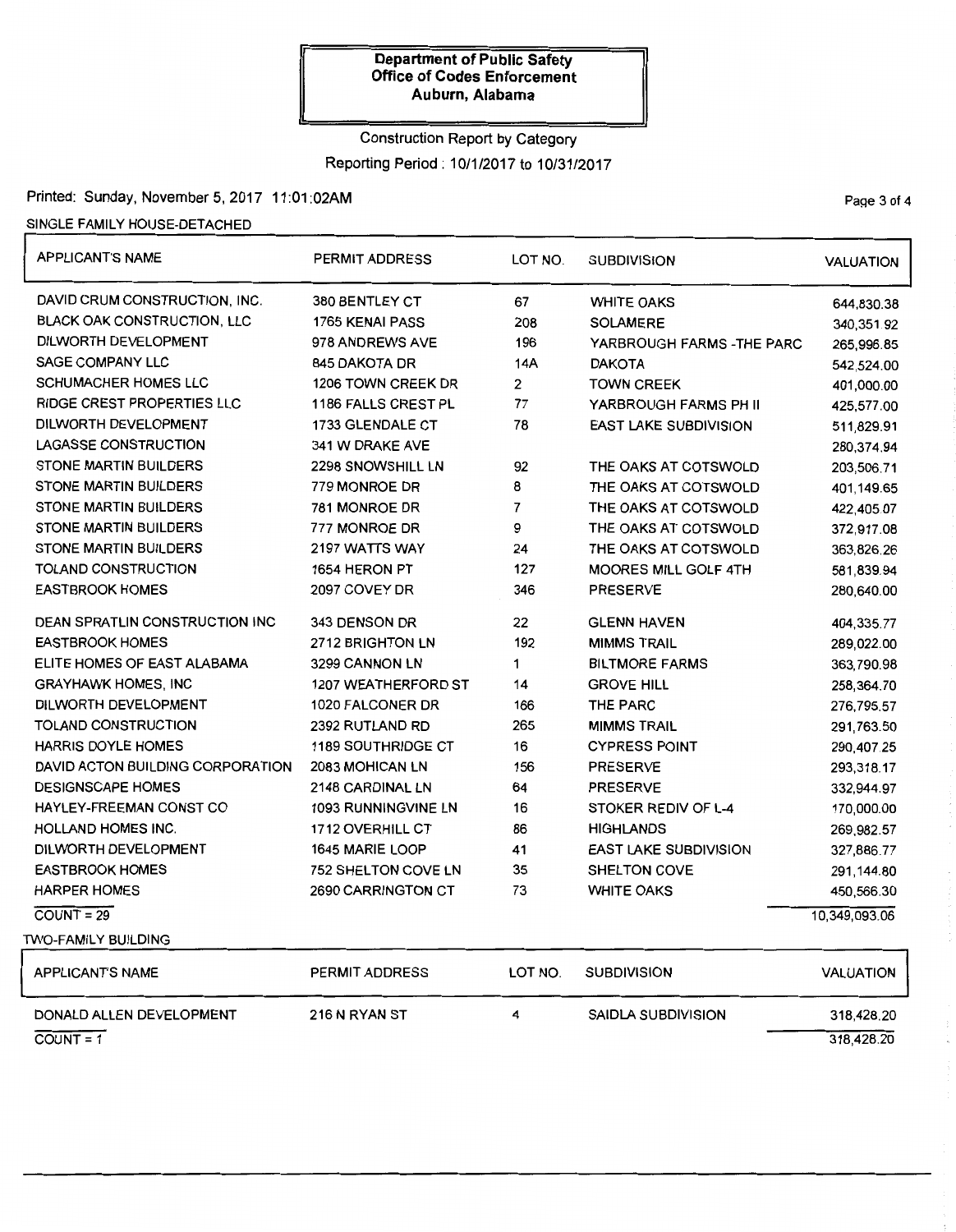**Department of Public Safety**
**Office of Codes Enforcement**
**Auburn, Alabama**

Construction Report by Category

Reporting Period : 10/1/2017 to 10/31/2017

Printed: Sunday, November 5, 2017 11:01:02AM

SINGLE FAMILY HOUSE-DETACHED

| APPLICANT'S NAME | PERMIT ADDRESS | LOT NO. | SUBDIVISION | VALUATION |
|---|---|---|---|---|
| DAVID CRUM CONSTRUCTION, INC. | 380 BENTLEY CT | 67 | WHITE OAKS | 644,830.38 |
| BLACK OAK CONSTRUCTION, LLC | 1765 KENAI PASS | 208 | SOLAMERE | 340,351.92 |
| DILWORTH DEVELOPMENT | 978 ANDREWS AVE | 196 | YARBROUGH FARMS -THE PARC | 265,996.85 |
| SAGE COMPANY LLC | 845 DAKOTA DR | 14A | DAKOTA | 542,524.00 |
| SCHUMACHER HOMES LLC | 1206 TOWN CREEK DR | 2 | TOWN CREEK | 401,000.00 |
| RIDGE CREST PROPERTIES LLC | 1186 FALLS CREST PL | 77 | YARBROUGH FARMS PH II | 425,577.00 |
| DILWORTH DEVELOPMENT | 1733 GLENDALE CT | 78 | EAST LAKE SUBDIVISION | 511,829.91 |
| LAGASSE CONSTRUCTION | 341 W DRAKE AVE | | | 280,374.94 |
| STONE MARTIN BUILDERS | 2298 SNOWSHILL LN | 92 | THE OAKS AT COTSWOLD | 203,506.71 |
| STONE MARTIN BUILDERS | 779 MONROE DR | 8 | THE OAKS AT COTSWOLD | 401,149.65 |
| STONE MARTIN BUILDERS | 781 MONROE DR | 7 | THE OAKS AT COTSWOLD | 422,405.07 |
| STONE MARTIN BUILDERS | 777 MONROE DR | 9 | THE OAKS AT COTSWOLD | 372,917.08 |
| STONE MARTIN BUILDERS | 2197 WATTS WAY | 24 | THE OAKS AT COTSWOLD | 363,826.26 |
| TOLAND CONSTRUCTION | 1654 HERON PT | 127 | MOORES MILL GOLF 4TH | 581,839.94 |
| EASTBROOK HOMES | 2097 COVEY DR | 346 | PRESERVE | 280,640.00 |
| DEAN SPRATLIN CONSTRUCTION INC | 343 DENSON DR | 22 | GLENN HAVEN | 404,335.77 |
| EASTBROOK HOMES | 2712 BRIGHTON LN | 192 | MIMMS TRAIL | 289,022.00 |
| ELITE HOMES OF EAST ALABAMA | 3299 CANNON LN | 1 | BILTMORE FARMS | 363,790.98 |
| GRAYHAWK HOMES, INC | 1207 WEATHERFORD ST | 14 | GROVE HILL | 258,364.70 |
| DILWORTH DEVELOPMENT | 1020 FALCONER DR | 166 | THE PARC | 276,795.57 |
| TOLAND CONSTRUCTION | 2392 RUTLAND RD | 265 | MIMMS TRAIL | 291,763.50 |
| HARRIS DOYLE HOMES | 1189 SOUTHRIDGE CT | 16 | CYPRESS POINT | 290,407.25 |
| DAVID ACTON BUILDING CORPORATION | 2083 MOHICAN LN | 156 | PRESERVE | 293,318.17 |
| DESIGNSCAPE HOMES | 2148 CARDINAL LN | 64 | PRESERVE | 332,944.97 |
| HAYLEY-FREEMAN CONST CO | 1093 RUNNINGVINE LN | 16 | STOKER REDIV OF L-4 | 170,000.00 |
| HOLLAND HOMES INC. | 1712 OVERHILL CT | 86 | HIGHLANDS | 269,982.57 |
| DILWORTH DEVELOPMENT | 1645 MARIE LOOP | 41 | EAST LAKE SUBDIVISION | 327,886.77 |
| EASTBROOK HOMES | 752 SHELTON COVE LN | 35 | SHELTON COVE | 291,144.80 |
| HARPER HOMES | 2690 CARRINGTON CT | 73 | WHITE OAKS | 450,566.30 |
| COUNT = 29 | | | | 10,349,093.06 |

TWO-FAMILY BUILDING

| APPLICANT'S NAME | PERMIT ADDRESS | LOT NO. | SUBDIVISION | VALUATION |
|---|---|---|---|---|
| DONALD ALLEN DEVELOPMENT | 216 N RYAN ST | 4 | SAIDLA SUBDIVISION | 318,428.20 |
| COUNT = 1 | | | | 318,428.20 |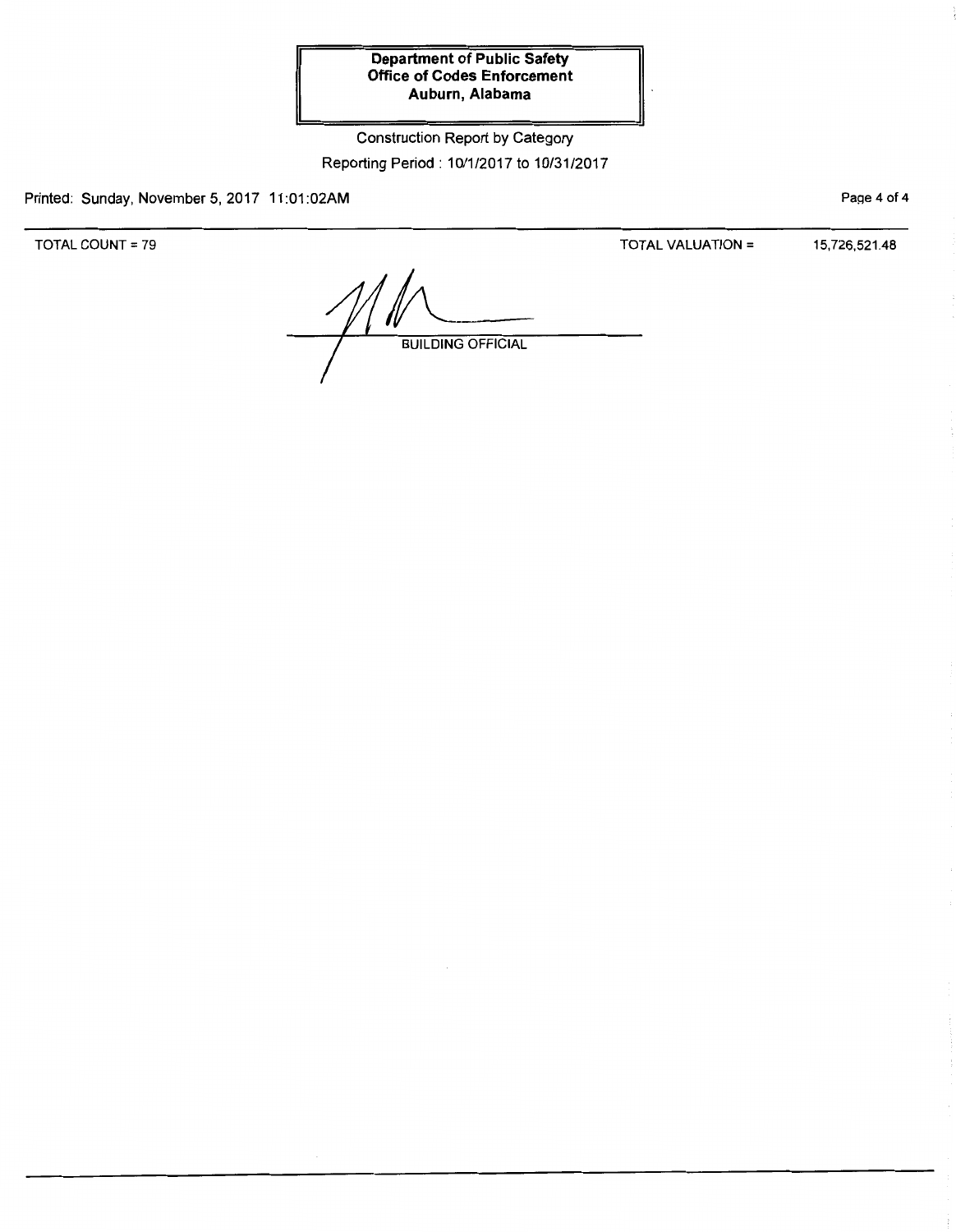**Department of Public Safety**
**Office of Codes Enforcement**
**Auburn, Alabama**

Construction Report by Category

Reporting Period : 10/1/2017 to 10/31/2017

Printed: Sunday, November 5, 2017 11:01:02AM

TOTAL COUNT = 79 TOTAL VALUATION = 15,726,521.48

BUILDING OFFICIAL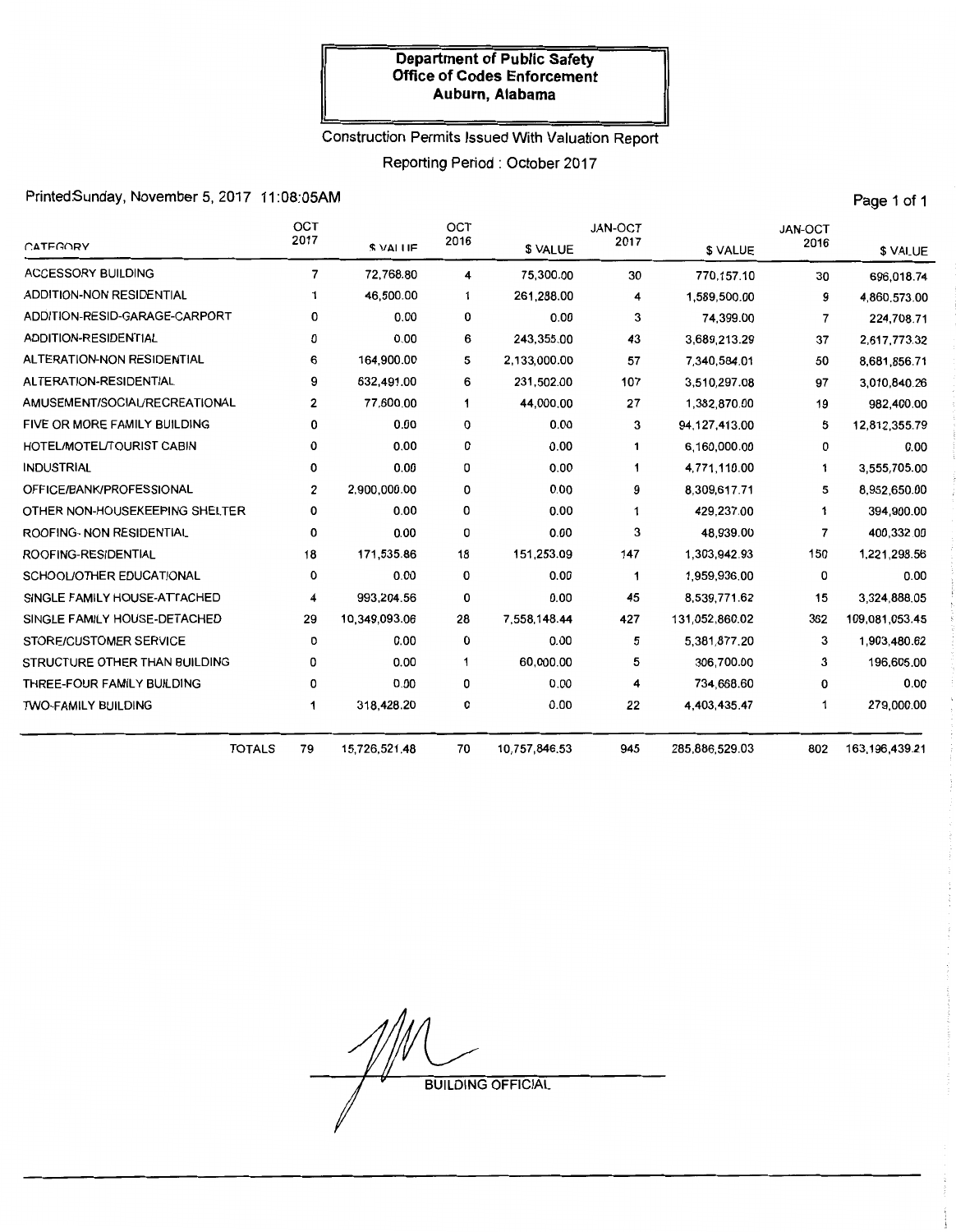**Department of Public Safety**
**Office of Codes Enforcement**
**Auburn, Alabama**

Construction Permits Issued With Valuation Report

Reporting Period : October 2017

Printed:Sunday, November 5, 2017 11:08:05AM

| CATEGORY | OCT 2017 | $ VALUE | OCT 2016 | $ VALUE | JAN-OCT 2017 | $ VALUE | JAN-OCT 2016 | $ VALUE |
|---|---|---|---|---|---|---|---|---|
| ACCESSORY BUILDING | 7 | 72,768.80 | 4 | 75,300.00 | 30 | 770,157.10 | 30 | 696,018.74 |
| ADDITION-NON RESIDENTIAL | 1 | 46,500.00 | 1 | 261,288.00 | 4 | 1,589,500.00 | 9 | 4,860,573.00 |
| ADDITION-RESID-GARAGE-CARPORT | 0 | 0.00 | 0 | 0.00 | 3 | 74,399.00 | 7 | 224,708.71 |
| ADDITION-RESIDENTIAL | 0 | 0.00 | 6 | 243,355.00 | 43 | 3,689,213.29 | 37 | 2,617,773.32 |
| ALTERATION-NON RESIDENTIAL | 6 | 164,900.00 | 5 | 2,133,000.00 | 57 | 7,340,584.01 | 50 | 8,681,856.71 |
| ALTERATION-RESIDENTIAL | 9 | 632,491.00 | 6 | 231,502.00 | 107 | 3,510,297.08 | 97 | 3,010,840.26 |
| AMUSEMENT/SOCIAL/RECREATIONAL | 2 | 77,600.00 | 1 | 44,000.00 | 27 | 1,382,870.00 | 19 | 982,400.00 |
| FIVE OR MORE FAMILY BUILDING | 0 | 0.00 | 0 | 0.00 | 3 | 94,127,413.00 | 5 | 12,812,355.79 |
| HOTEL/MOTEL/TOURIST CABIN | 0 | 0.00 | 0 | 0.00 | 1 | 6,160,000.00 | 0 | 0.00 |
| INDUSTRIAL | 0 | 0.00 | 0 | 0.00 | 1 | 4,771,110.00 | 1 | 3,555,705.00 |
| OFFICE/BANK/PROFESSIONAL | 2 | 2,900,000.00 | 0 | 0.00 | 9 | 8,309,617.71 | 5 | 8,952,650.00 |
| OTHER NON-HOUSEKEEPING SHELTER | 0 | 0.00 | 0 | 0.00 | 1 | 429,237.00 | 1 | 394,900.00 |
| ROOFING- NON RESIDENTIAL | 0 | 0.00 | 0 | 0.00 | 3 | 48,939.00 | 7 | 400,332.00 |
| ROOFING-RESIDENTIAL | 18 | 171,535.86 | 18 | 151,253.09 | 147 | 1,303,942.93 | 150 | 1,221,298.56 |
| SCHOOL/OTHER EDUCATIONAL | 0 | 0.00 | 0 | 0.00 | 1 | 1,959,936.00 | 0 | 0.00 |
| SINGLE FAMILY HOUSE-ATTACHED | 4 | 993,204.56 | 0 | 0.00 | 45 | 8,539,771.62 | 15 | 3,324,888.05 |
| SINGLE FAMILY HOUSE-DETACHED | 29 | 10,349,093.06 | 28 | 7,558,148.44 | 427 | 131,052,860.02 | 362 | 109,081,053.45 |
| STORE/CUSTOMER SERVICE | 0 | 0.00 | 0 | 0.00 | 5 | 5,381,877.20 | 3 | 1,903,480.62 |
| STRUCTURE OTHER THAN BUILDING | 0 | 0.00 | 1 | 60,000.00 | 5 | 306,700.00 | 3 | 196,605.00 |
| THREE-FOUR FAMILY BUILDING | 0 | 0.00 | 0 | 0.00 | 4 | 734,668.60 | 0 | 0.00 |
| TWO-FAMILY BUILDING | 1 | 318,428.20 | 0 | 0.00 | 22 | 4,403,435.47 | 1 | 279,000.00 |
| TOTALS | 79 | 15,726,521.48 | 70 | 10,757,846.53 | 945 | 285,886,529.03 | 802 | 163,196,439.21 |

BUILDING OFFICIAL